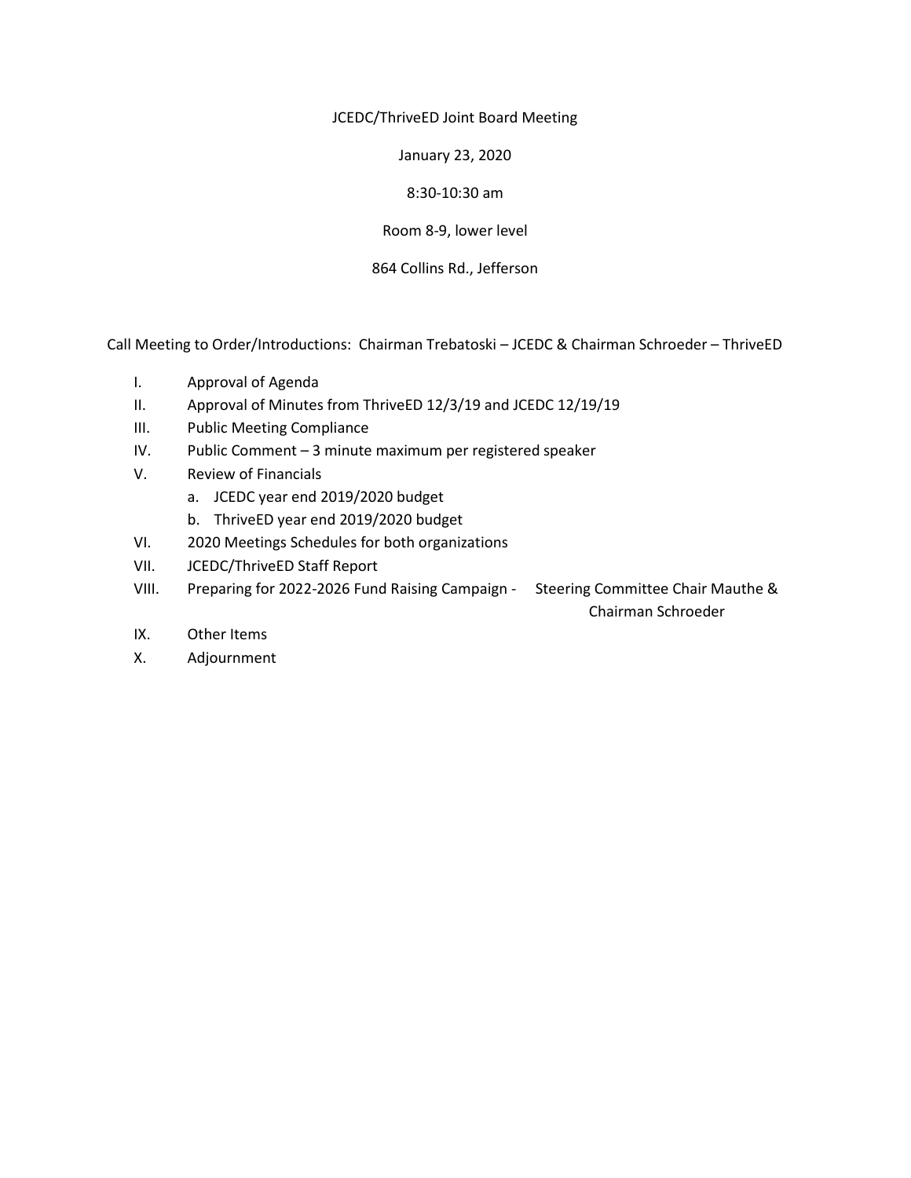JCEDC/ThriveED Joint Board Meeting

January 23, 2020

8:30-10:30 am

Room 8-9, lower level

864 Collins Rd., Jefferson

Call Meeting to Order/Introductions: Chairman Trebatoski – JCEDC & Chairman Schroeder – ThriveED

- I. Approval of Agenda
- II. Approval of Minutes from ThriveED 12/3/19 and JCEDC 12/19/19
- III. Public Meeting Compliance
- IV. Public Comment – 3 minute maximum per registered speaker
- V. Review of Financials
  - a. JCEDC year end 2019/2020 budget
  - b. ThriveED year end 2019/2020 budget
- VI. 2020 Meetings Schedules for both organizations
- VII. JCEDC/ThriveED Staff Report
- VIII. Preparing for 2022-2026 Fund Raising Campaign - Steering Committee Chair Mauthe & Chairman Schroeder
- IX. Other Items
- X. Adjournment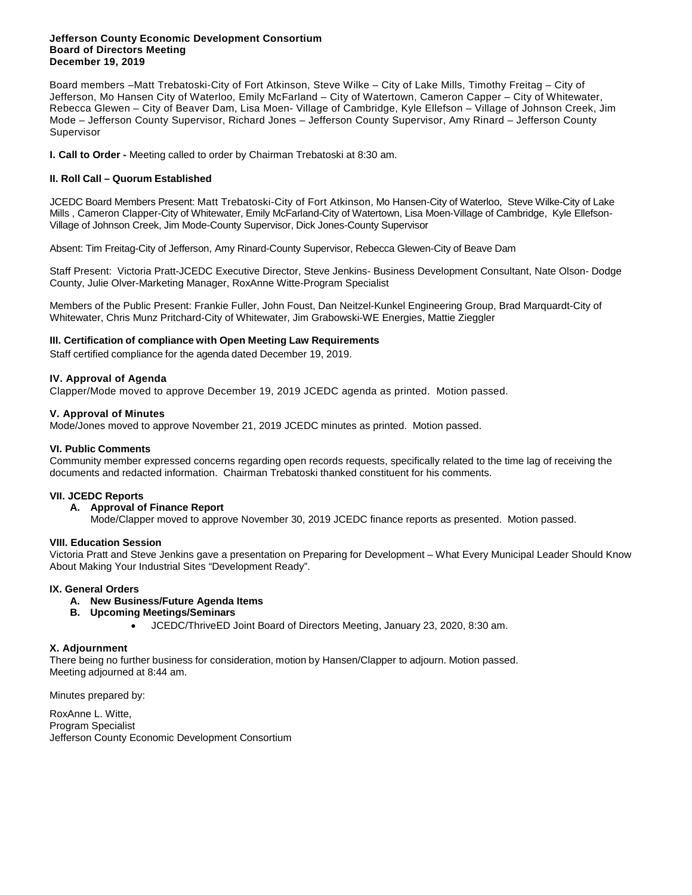**Jefferson County Economic Development Consortium**
**Board of Directors Meeting**
**December 19, 2019**

Board members –Matt Trebatoski-City of Fort Atkinson, Steve Wilke – City of Lake Mills, Timothy Freitag – City of Jefferson, Mo Hansen City of Waterloo, Emily McFarland – City of Watertown, Cameron Capper – City of Whitewater, Rebecca Glewen – City of Beaver Dam, Lisa Moen- Village of Cambridge, Kyle Ellefson – Village of Johnson Creek, Jim Mode – Jefferson County Supervisor, Richard Jones – Jefferson County Supervisor, Amy Rinard – Jefferson County Supervisor

**I. Call to Order -** Meeting called to order by Chairman Trebatoski at 8:30 am.

**II. Roll Call – Quorum Established**

JCEDC Board Members Present: Matt Trebatoski-City of Fort Atkinson, Mo Hansen-City of Waterloo, Steve Wilke-City of Lake Mills , Cameron Clapper-City of Whitewater, Emily McFarland-City of Watertown, Lisa Moen-Village of Cambridge, Kyle Ellefson-Village of Johnson Creek, Jim Mode-County Supervisor, Dick Jones-County Supervisor

Absent: Tim Freitag-City of Jefferson, Amy Rinard-County Supervisor, Rebecca Glewen-City of Beave Dam

Staff Present: Victoria Pratt-JCEDC Executive Director, Steve Jenkins- Business Development Consultant, Nate Olson- Dodge County, Julie Olver-Marketing Manager, RoxAnne Witte-Program Specialist

Members of the Public Present: Frankie Fuller, John Foust, Dan Neitzel-Kunkel Engineering Group, Brad Marquardt-City of Whitewater, Chris Munz Pritchard-City of Whitewater, Jim Grabowski-WE Energies, Mattie Zieggler

**III. Certification of compliance with Open Meeting Law Requirements**

Staff certified compliance for the agenda dated December 19, 2019.

**IV. Approval of Agenda**

Clapper/Mode moved to approve December 19, 2019 JCEDC agenda as printed. Motion passed.

**V. Approval of Minutes**

Mode/Jones moved to approve November 21, 2019 JCEDC minutes as printed. Motion passed.

**VI. Public Comments**

Community member expressed concerns regarding open records requests, specifically related to the time lag of receiving the documents and redacted information. Chairman Trebatoski thanked constituent for his comments.

**VII. JCEDC Reports**

**A. Approval of Finance Report**

Mode/Clapper moved to approve November 30, 2019 JCEDC finance reports as presented. Motion passed.

**VIII. Education Session**

Victoria Pratt and Steve Jenkins gave a presentation on Preparing for Development – What Every Municipal Leader Should Know About Making Your Industrial Sites "Development Ready".

**IX. General Orders**

**A. New Business/Future Agenda Items**

**B. Upcoming Meetings/Seminars**

- JCEDC/ThriveED Joint Board of Directors Meeting, January 23, 2020, 8:30 am.

**X. Adjournment**

There being no further business for consideration, motion by Hansen/Clapper to adjourn. Motion passed.
Meeting adjourned at 8:44 am.

Minutes prepared by:

RoxAnne L. Witte,
Program Specialist
Jefferson County Economic Development Consortium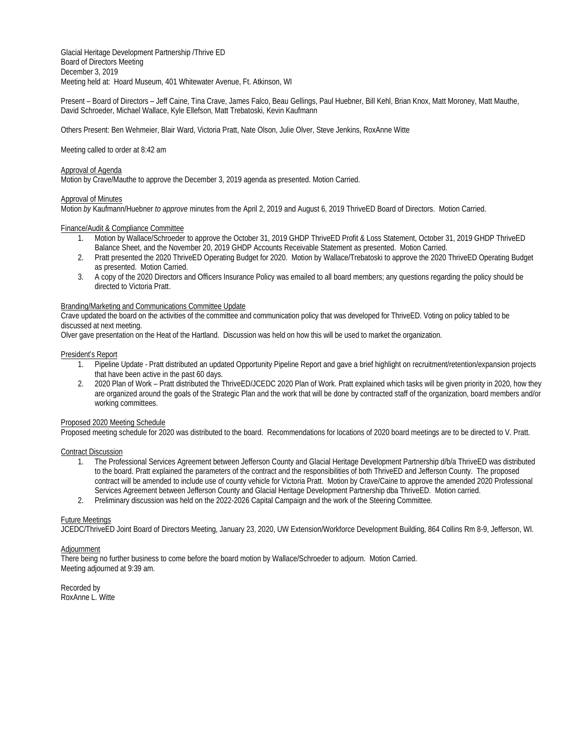Glacial Heritage Development Partnership /Thrive ED
Board of Directors Meeting
December 3, 2019
Meeting held at: Hoard Museum, 401 Whitewater Avenue, Ft. Atkinson, WI

Present – Board of Directors – Jeff Caine, Tina Crave, James Falco, Beau Gellings, Paul Huebner, Bill Kehl, Brian Knox, Matt Moroney, Matt Mauthe, David Schroeder, Michael Wallace, Kyle Ellefson, Matt Trebatoski, Kevin Kaufmann

Others Present: Ben Wehmeier, Blair Ward, Victoria Pratt, Nate Olson, Julie Olver, Steve Jenkins, RoxAnne Witte

Meeting called to order at 8:42 am

Approval of Agenda

Motion by Crave/Mauthe to approve the December 3, 2019 agenda as presented. Motion Carried.

Approval of Minutes

Motion *by* Kaufmann/Huebner *to approve* minutes from the April 2, 2019 and August 6, 2019 ThriveED Board of Directors. Motion Carried.

Finance/Audit & Compliance Committee

1. Motion by Wallace/Schroeder to approve the October 31, 2019 GHDP ThriveED Profit & Loss Statement, October 31, 2019 GHDP ThriveED Balance Sheet, and the November 20, 2019 GHDP Accounts Receivable Statement as presented. Motion Carried.
2. Pratt presented the 2020 ThriveED Operating Budget for 2020. Motion by Wallace/Trebatoski to approve the 2020 ThriveED Operating Budget as presented. Motion Carried.
3. A copy of the 2020 Directors and Officers Insurance Policy was emailed to all board members; any questions regarding the policy should be directed to Victoria Pratt.

Branding/Marketing and Communications Committee Update

Crave updated the board on the activities of the committee and communication policy that was developed for ThriveED. Voting on policy tabled to be discussed at next meeting.

Olver gave presentation on the Heat of the Hartland. Discussion was held on how this will be used to market the organization.

President's Report

1. Pipeline Update - Pratt distributed an updated Opportunity Pipeline Report and gave a brief highlight on recruitment/retention/expansion projects that have been active in the past 60 days.
2. 2020 Plan of Work – Pratt distributed the ThriveED/JCEDC 2020 Plan of Work. Pratt explained which tasks will be given priority in 2020, how they are organized around the goals of the Strategic Plan and the work that will be done by contracted staff of the organization, board members and/or working committees.

Proposed 2020 Meeting Schedule

Proposed meeting schedule for 2020 was distributed to the board. Recommendations for locations of 2020 board meetings are to be directed to V. Pratt.

Contract Discussion

1. The Professional Services Agreement between Jefferson County and Glacial Heritage Development Partnership d/b/a ThriveED was distributed to the board. Pratt explained the parameters of the contract and the responsibilities of both ThriveED and Jefferson County. The proposed contract will be amended to include use of county vehicle for Victoria Pratt. Motion by Crave/Caine to approve the amended 2020 Professional Services Agreement between Jefferson County and Glacial Heritage Development Partnership dba ThriveED. Motion carried.
2. Preliminary discussion was held on the 2022-2026 Capital Campaign and the work of the Steering Committee.

Future Meetings

JCEDC/ThriveED Joint Board of Directors Meeting, January 23, 2020, UW Extension/Workforce Development Building, 864 Collins Rm 8-9, Jefferson, WI.

Adjournment

There being no further business to come before the board motion by Wallace/Schroeder to adjourn. Motion Carried.
Meeting adjourned at 9:39 am.

Recorded by
RoxAnne L. Witte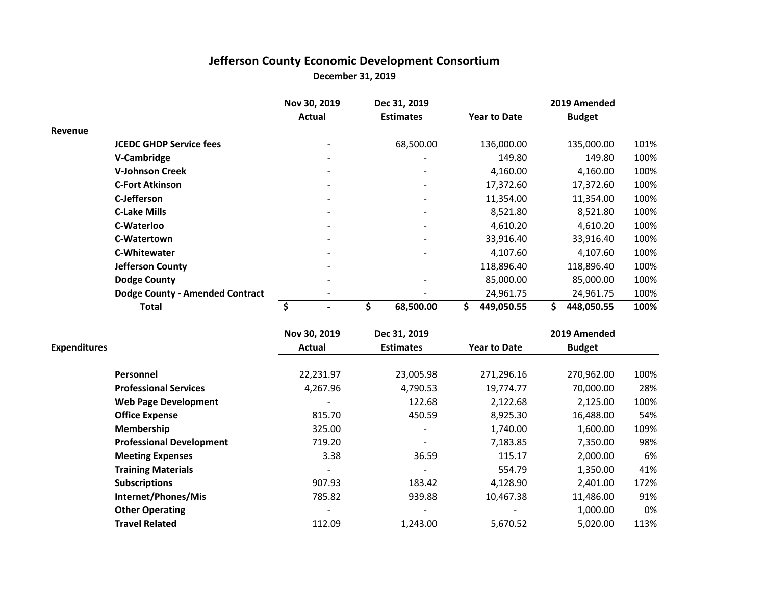# Jefferson County Economic Development Consortium

**December 31, 2019**

| | | Nov 30, 2019 Actual | Dec 31, 2019 Estimates | Year to Date | 2019 Amended Budget | |
|---|---|---|---|---|---|---|
| **Revenue** | | | | | | |
| | **JCEDC GHDP Service fees** | - | 68,500.00 | 136,000.00 | 135,000.00 | 101% |
| | **V-Cambridge** | - | - | 149.80 | 149.80 | 100% |
| | **V-Johnson Creek** | - | - | 4,160.00 | 4,160.00 | 100% |
| | **C-Fort Atkinson** | - | - | 17,372.60 | 17,372.60 | 100% |
| | **C-Jefferson** | - | - | 11,354.00 | 11,354.00 | 100% |
| | **C-Lake Mills** | - | - | 8,521.80 | 8,521.80 | 100% |
| | **C-Waterloo** | - | - | 4,610.20 | 4,610.20 | 100% |
| | **C-Watertown** | - | - | 33,916.40 | 33,916.40 | 100% |
| | **C-Whitewater** | - | - | 4,107.60 | 4,107.60 | 100% |
| | **Jefferson County** | - | | 118,896.40 | 118,896.40 | 100% |
| | **Dodge County** | - | - | 85,000.00 | 85,000.00 | 100% |
| | **Dodge County - Amended Contract** | - | - | 24,961.75 | 24,961.75 | 100% |
| | **Total** | **$ -** | **$ 68,500.00** | **$ 449,050.55** | **$ 448,050.55** | **100%** |

| **Expenditures** | | Nov 30, 2019 Actual | Dec 31, 2019 Estimates | Year to Date | 2019 Amended Budget | |
|---|---|---|---|---|---|---|
| | **Personnel** | 22,231.97 | 23,005.98 | 271,296.16 | 270,962.00 | 100% |
| | **Professional Services** | 4,267.96 | 4,790.53 | 19,774.77 | 70,000.00 | 28% |
| | **Web Page Development** | - | 122.68 | 2,122.68 | 2,125.00 | 100% |
| | **Office Expense** | 815.70 | 450.59 | 8,925.30 | 16,488.00 | 54% |
| | **Membership** | 325.00 | - | 1,740.00 | 1,600.00 | 109% |
| | **Professional Development** | 719.20 | - | 7,183.85 | 7,350.00 | 98% |
| | **Meeting Expenses** | 3.38 | 36.59 | 115.17 | 2,000.00 | 6% |
| | **Training Materials** | - | - | 554.79 | 1,350.00 | 41% |
| | **Subscriptions** | 907.93 | 183.42 | 4,128.90 | 2,401.00 | 172% |
| | **Internet/Phones/Mis** | 785.82 | 939.88 | 10,467.38 | 11,486.00 | 91% |
| | **Other Operating** | - | - | - | 1,000.00 | 0% |
| | **Travel Related** | 112.09 | 1,243.00 | 5,670.52 | 5,020.00 | 113% |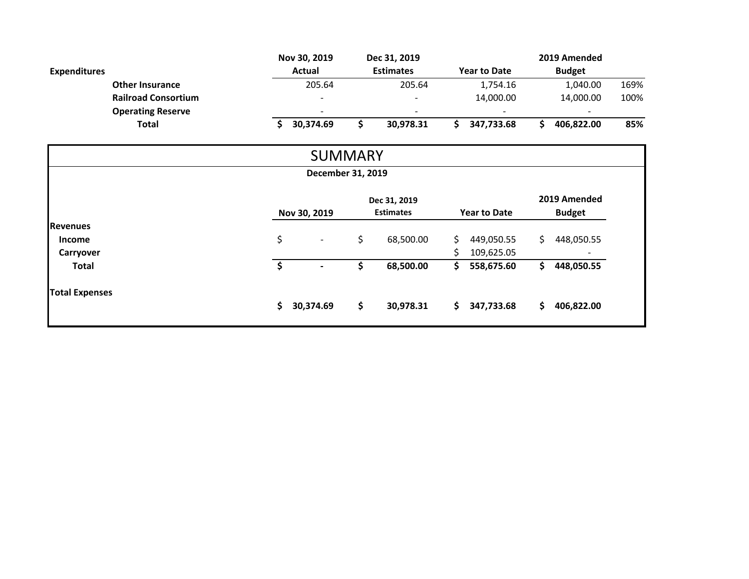| Expenditures | Nov 30, 2019 Actual | Dec 31, 2019 Estimates | Year to Date | 2019 Amended Budget | |
|---|---|---|---|---|---|
| Other Insurance | 205.64 | 205.64 | 1,754.16 | 1,040.00 | 169% |
| Railroad Consortium | - | - | 14,000.00 | 14,000.00 | 100% |
| Operating Reserve | - | - | - | - | |
| **Total** | **$ 30,374.69** | **$ 30,978.31** | **$ 347,733.68** | **$ 406,822.00** | **85%** |

# SUMMARY

**December 31, 2019**

| | Nov 30, 2019 | Dec 31, 2019 Estimates | Year to Date | 2019 Amended Budget |
|---|---|---|---|---|
| **Revenues** | | | | |
| **Income** | $ - | $ 68,500.00 | $ 449,050.55 | $ 448,050.55 |
| **Carryover** | | | $ 109,625.05 | - |
| **Total** | **$ -** | **$ 68,500.00** | **$ 558,675.60** | **$ 448,050.55** |
| **Total Expenses** | **$ 30,374.69** | **$ 30,978.31** | **$ 347,733.68** | **$ 406,822.00** |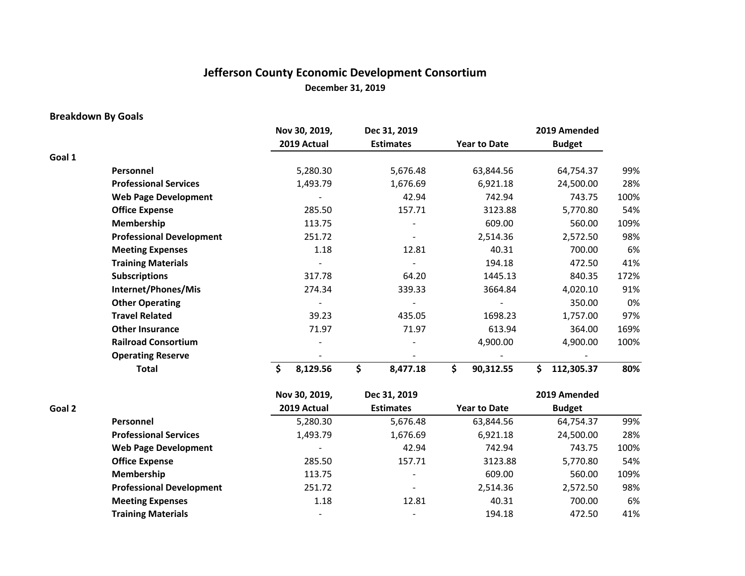# Jefferson County Economic Development Consortium

**December 31, 2019**

## Breakdown By Goals

| | | Nov 30, 2019, 2019 Actual | Dec 31, 2019 Estimates | Year to Date | 2019 Amended Budget | |
|---|---|---|---|---|---|---|
| **Goal 1** | | | | | | |
| | **Personnel** | 5,280.30 | 5,676.48 | 63,844.56 | 64,754.37 | 99% |
| | **Professional Services** | 1,493.79 | 1,676.69 | 6,921.18 | 24,500.00 | 28% |
| | **Web Page Development** | - | 42.94 | 742.94 | 743.75 | 100% |
| | **Office Expense** | 285.50 | 157.71 | 3123.88 | 5,770.80 | 54% |
| | **Membership** | 113.75 | - | 609.00 | 560.00 | 109% |
| | **Professional Development** | 251.72 | - | 2,514.36 | 2,572.50 | 98% |
| | **Meeting Expenses** | 1.18 | 12.81 | 40.31 | 700.00 | 6% |
| | **Training Materials** | - | - | 194.18 | 472.50 | 41% |
| | **Subscriptions** | 317.78 | 64.20 | 1445.13 | 840.35 | 172% |
| | **Internet/Phones/Mis** | 274.34 | 339.33 | 3664.84 | 4,020.10 | 91% |
| | **Other Operating** | - | - | - | 350.00 | 0% |
| | **Travel Related** | 39.23 | 435.05 | 1698.23 | 1,757.00 | 97% |
| | **Other Insurance** | 71.97 | 71.97 | 613.94 | 364.00 | 169% |
| | **Railroad Consortium** | - | - | 4,900.00 | 4,900.00 | 100% |
| | **Operating Reserve** | - | - | - | - | |
| | **Total** | **$ 8,129.56** | **$ 8,477.18** | **$ 90,312.55** | **$ 112,305.37** | **80%** |

| | | Nov 30, 2019, 2019 Actual | Dec 31, 2019 Estimates | Year to Date | 2019 Amended Budget | |
|---|---|---|---|---|---|---|
| **Goal 2** | | | | | | |
| | **Personnel** | 5,280.30 | 5,676.48 | 63,844.56 | 64,754.37 | 99% |
| | **Professional Services** | 1,493.79 | 1,676.69 | 6,921.18 | 24,500.00 | 28% |
| | **Web Page Development** | - | 42.94 | 742.94 | 743.75 | 100% |
| | **Office Expense** | 285.50 | 157.71 | 3123.88 | 5,770.80 | 54% |
| | **Membership** | 113.75 | - | 609.00 | 560.00 | 109% |
| | **Professional Development** | 251.72 | - | 2,514.36 | 2,572.50 | 98% |
| | **Meeting Expenses** | 1.18 | 12.81 | 40.31 | 700.00 | 6% |
| | **Training Materials** | - | - | 194.18 | 472.50 | 41% |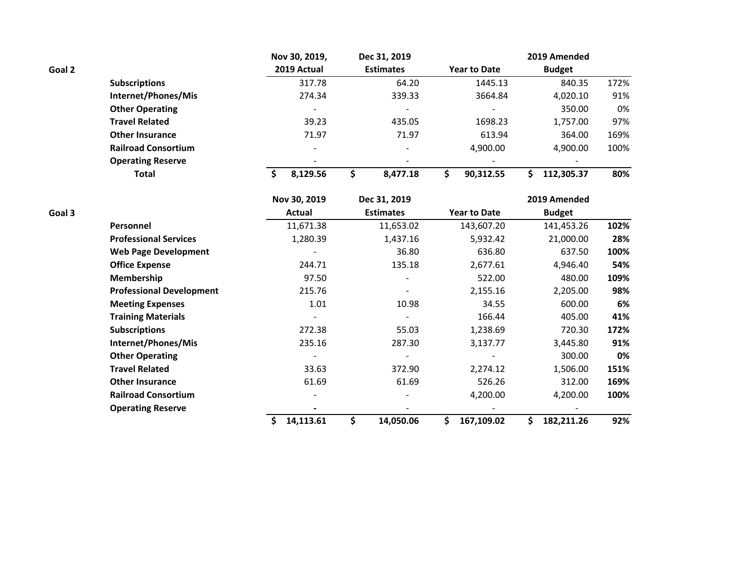| Goal 2 | | Nov 30, 2019, 2019 Actual | Dec 31, 2019 Estimates | Year to Date | 2019 Amended Budget | |
|---|---|---|---|---|---|---|
| | **Subscriptions** | 317.78 | 64.20 | 1445.13 | 840.35 | 172% |
| | **Internet/Phones/Mis** | 274.34 | 339.33 | 3664.84 | 4,020.10 | 91% |
| | **Other Operating** | - | - | - | 350.00 | 0% |
| | **Travel Related** | 39.23 | 435.05 | 1698.23 | 1,757.00 | 97% |
| | **Other Insurance** | 71.97 | 71.97 | 613.94 | 364.00 | 169% |
| | **Railroad Consortium** | - | - | 4,900.00 | 4,900.00 | 100% |
| | **Operating Reserve** | - | - | - | - | |
| | **Total** | **$ 8,129.56** | **$ 8,477.18** | **$ 90,312.55** | **$ 112,305.37** | **80%** |

| Goal 3 | | Nov 30, 2019 Actual | Dec 31, 2019 Estimates | Year to Date | 2019 Amended Budget | |
|---|---|---|---|---|---|---|
| | **Personnel** | 11,671.38 | 11,653.02 | 143,607.20 | 141,453.26 | **102%** |
| | **Professional Services** | 1,280.39 | 1,437.16 | 5,932.42 | 21,000.00 | **28%** |
| | **Web Page Development** | - | 36.80 | 636.80 | 637.50 | **100%** |
| | **Office Expense** | 244.71 | 135.18 | 2,677.61 | 4,946.40 | **54%** |
| | **Membership** | 97.50 | - | 522.00 | 480.00 | **109%** |
| | **Professional Development** | 215.76 | - | 2,155.16 | 2,205.00 | **98%** |
| | **Meeting Expenses** | 1.01 | 10.98 | 34.55 | 600.00 | **6%** |
| | **Training Materials** | - | - | 166.44 | 405.00 | **41%** |
| | **Subscriptions** | 272.38 | 55.03 | 1,238.69 | 720.30 | **172%** |
| | **Internet/Phones/Mis** | 235.16 | 287.30 | 3,137.77 | 3,445.80 | **91%** |
| | **Other Operating** | - | - | - | 300.00 | **0%** |
| | **Travel Related** | 33.63 | 372.90 | 2,274.12 | 1,506.00 | **151%** |
| | **Other Insurance** | 61.69 | 61.69 | 526.26 | 312.00 | **169%** |
| | **Railroad Consortium** | - | - | 4,200.00 | 4,200.00 | **100%** |
| | **Operating Reserve** | **-** | - | - | - | |
| | | **$ 14,113.61** | **$ 14,050.06** | **$ 167,109.02** | **$ 182,211.26** | **92%** |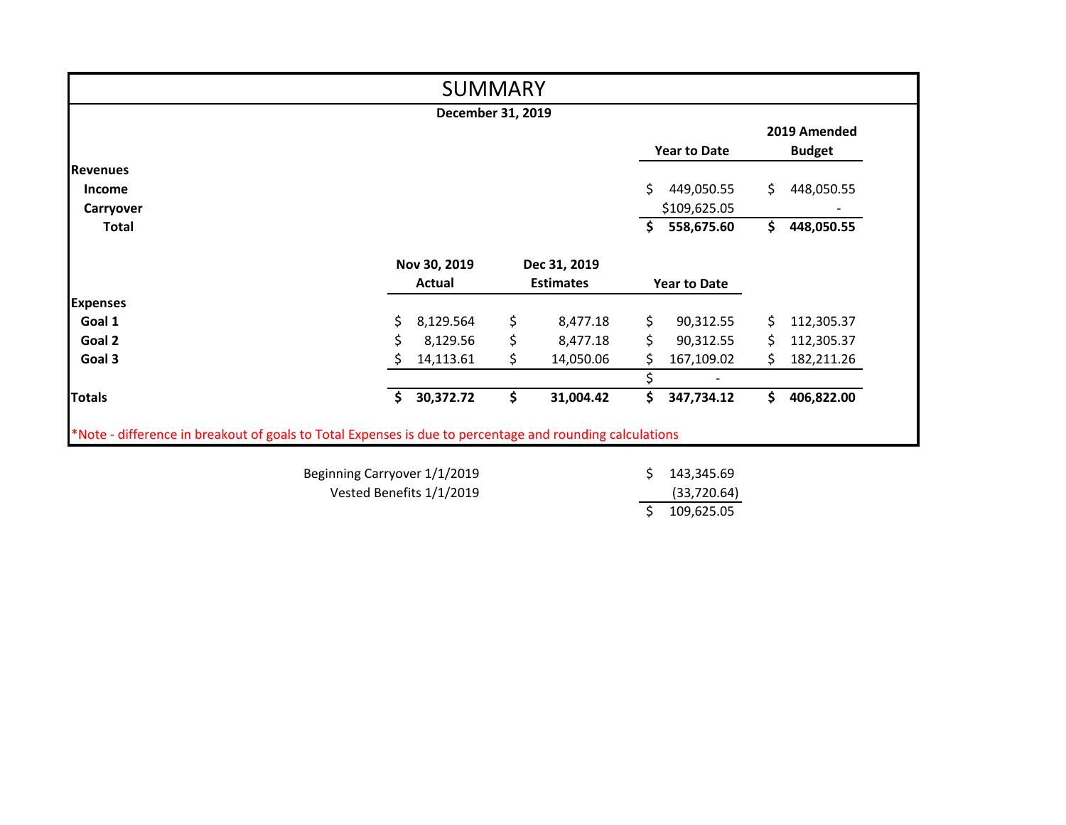# SUMMARY

**December 31, 2019**

| | Nov 30, 2019 Actual | Dec 31, 2019 Estimates | Year to Date | 2019 Amended Budget |
|---|---|---|---|---|
| **Revenues** | | | | |
| **Income** | | | $ 449,050.55 | $ 448,050.55 |
| **Carryover** | | | $109,625.05 | - |
| **Total** | | | **$ 558,675.60** | **$ 448,050.55** |
| **Expenses** | | | | |
| **Goal 1** | $ 8,129.564 | $ 8,477.18 | $ 90,312.55 | $ 112,305.37 |
| **Goal 2** | $ 8,129.56 | $ 8,477.18 | $ 90,312.55 | $ 112,305.37 |
| **Goal 3** | $ 14,113.61 | $ 14,050.06 | $ 167,109.02 | $ 182,211.26 |
| | | | $ - | |
| **Totals** | **$ 30,372.72** | **$ 31,004.42** | **$ 347,734.12** | **$ 406,822.00** |

*Note - difference in breakout of goals to Total Expenses is due to percentage and rounding calculations

| | |
|---|---|
| Beginning Carryover 1/1/2019 | $ 143,345.69 |
| Vested Benefits 1/1/2019 | (33,720.64) |
| | $ 109,625.05 |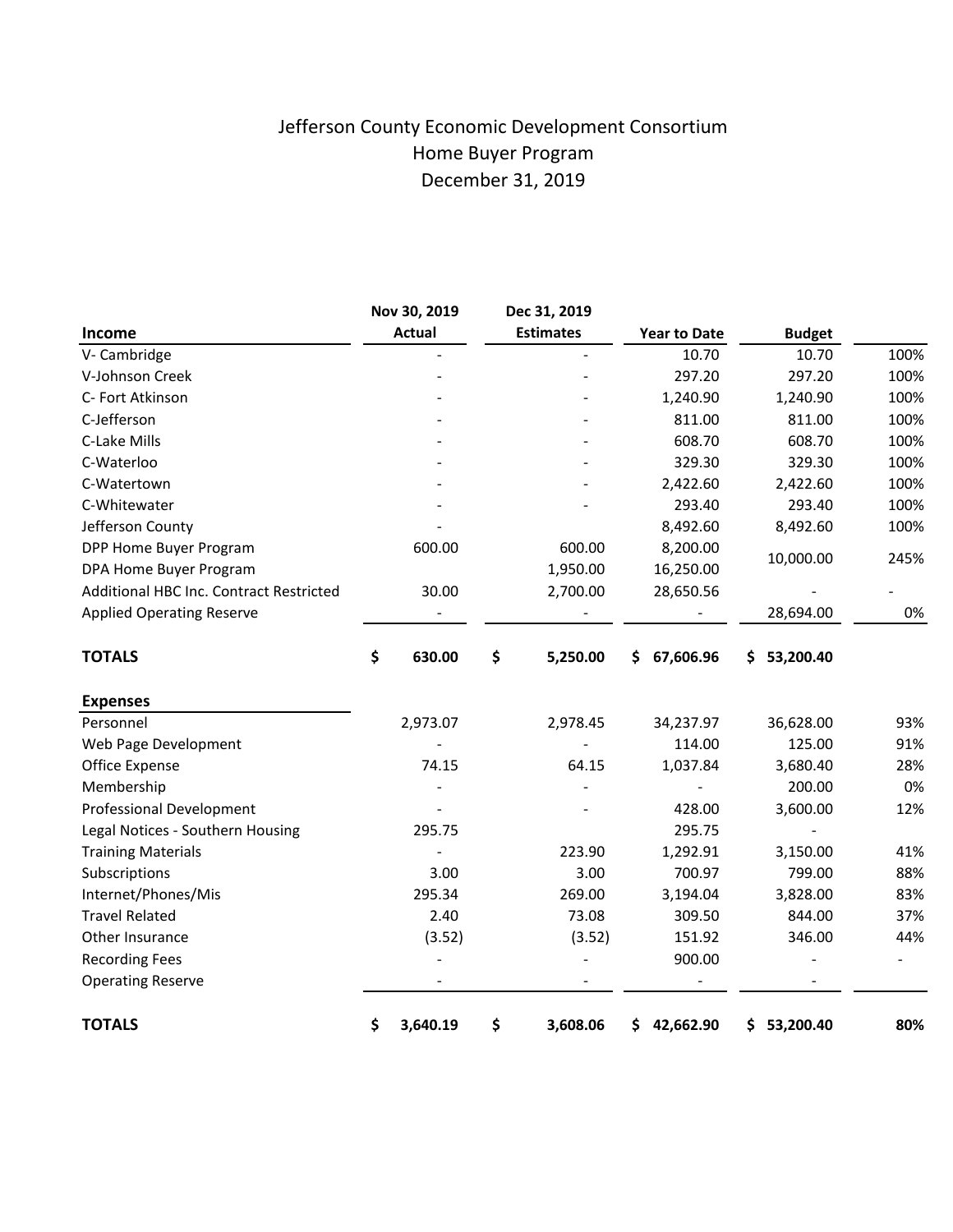# Jefferson County Economic Development Consortium
## Home Buyer Program
## December 31, 2019

| Income | Nov 30, 2019 Actual | Dec 31, 2019 Estimates | Year to Date | Budget | |
|---|---|---|---|---|---|
| V- Cambridge | - | - | 10.70 | 10.70 | 100% |
| V-Johnson Creek | - | - | 297.20 | 297.20 | 100% |
| C- Fort Atkinson | - | - | 1,240.90 | 1,240.90 | 100% |
| C-Jefferson | - | - | 811.00 | 811.00 | 100% |
| C-Lake Mills | - | - | 608.70 | 608.70 | 100% |
| C-Waterloo | - | - | 329.30 | 329.30 | 100% |
| C-Watertown | - | - | 2,422.60 | 2,422.60 | 100% |
| C-Whitewater | - | - | 293.40 | 293.40 | 100% |
| Jefferson County | - | | 8,492.60 | 8,492.60 | 100% |
| DPP Home Buyer Program | 600.00 | 600.00 | 8,200.00 | 10,000.00 | 245% |
| DPA Home Buyer Program | | 1,950.00 | 16,250.00 | | |
| Additional HBC Inc. Contract Restricted | 30.00 | 2,700.00 | 28,650.56 | - | - |
| Applied Operating Reserve | - | - | - | 28,694.00 | 0% |
| **TOTALS** | **$ 630.00** | **$ 5,250.00** | **$ 67,606.96** | **$ 53,200.40** | |
| **Expenses** | | | | | |
| Personnel | 2,973.07 | 2,978.45 | 34,237.97 | 36,628.00 | 93% |
| Web Page Development | - | - | 114.00 | 125.00 | 91% |
| Office Expense | 74.15 | 64.15 | 1,037.84 | 3,680.40 | 28% |
| Membership | - | - | - | 200.00 | 0% |
| Professional Development | - | - | 428.00 | 3,600.00 | 12% |
| Legal Notices - Southern Housing | 295.75 | | 295.75 | - | |
| Training Materials | - | 223.90 | 1,292.91 | 3,150.00 | 41% |
| Subscriptions | 3.00 | 3.00 | 700.97 | 799.00 | 88% |
| Internet/Phones/Mis | 295.34 | 269.00 | 3,194.04 | 3,828.00 | 83% |
| Travel Related | 2.40 | 73.08 | 309.50 | 844.00 | 37% |
| Other Insurance | (3.52) | (3.52) | 151.92 | 346.00 | 44% |
| Recording Fees | - | - | 900.00 | - | - |
| Operating Reserve | - | - | - | - | |
| **TOTALS** | **$ 3,640.19** | **$ 3,608.06** | **$ 42,662.90** | **$ 53,200.40** | **80%** |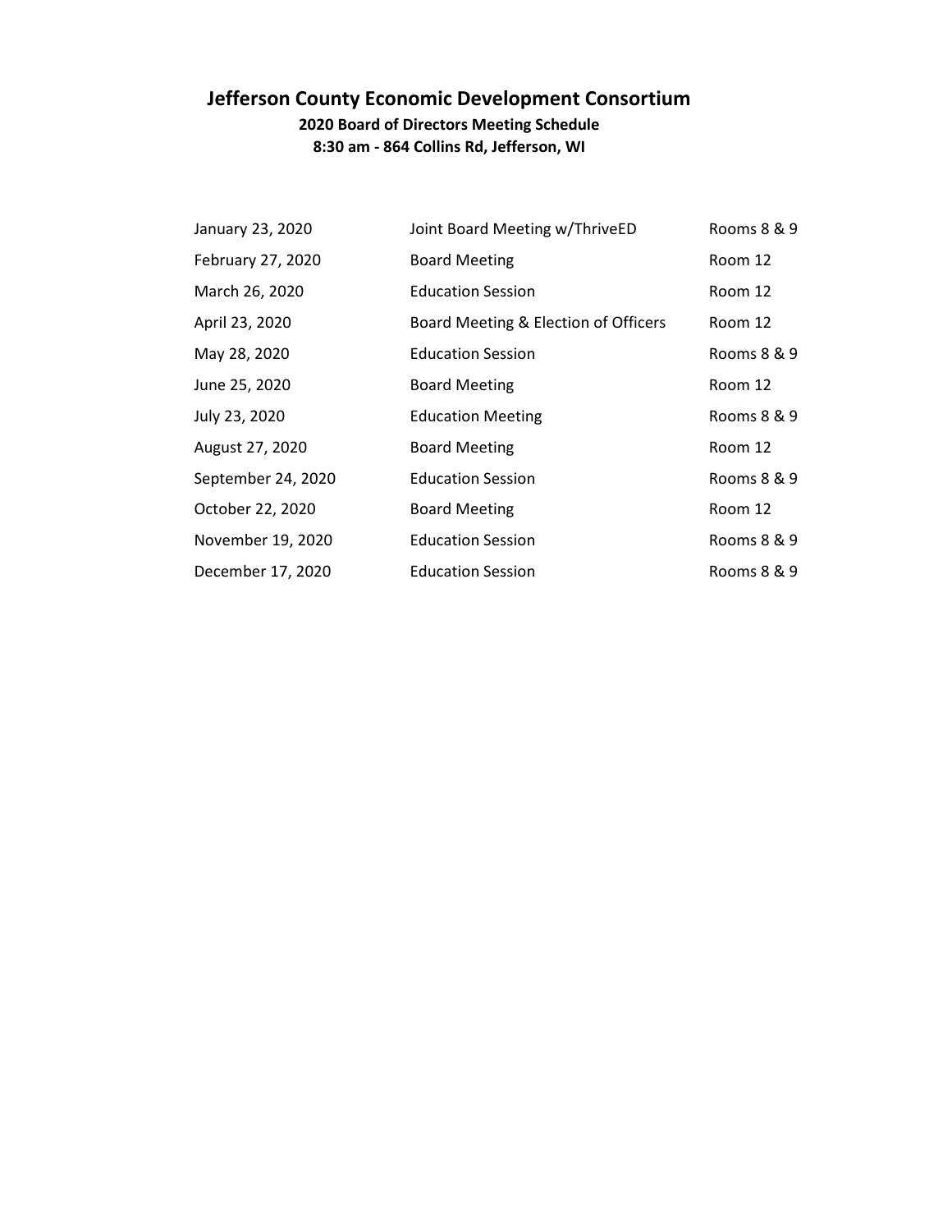# Jefferson County Economic Development Consortium

**2020 Board of Directors Meeting Schedule**

**8:30 am - 864 Collins Rd, Jefferson, WI**

| Date | Meeting | Location |
|---|---|---|
| January 23, 2020 | Joint Board Meeting w/ThriveED | Rooms 8 & 9 |
| February 27, 2020 | Board Meeting | Room 12 |
| March 26, 2020 | Education Session | Room 12 |
| April 23, 2020 | Board Meeting & Election of Officers | Room 12 |
| May 28, 2020 | Education Session | Rooms 8 & 9 |
| June 25, 2020 | Board Meeting | Room 12 |
| July 23, 2020 | Education Meeting | Rooms 8 & 9 |
| August 27, 2020 | Board Meeting | Room 12 |
| September 24, 2020 | Education Session | Rooms 8 & 9 |
| October 22, 2020 | Board Meeting | Room 12 |
| November 19, 2020 | Education Session | Rooms 8 & 9 |
| December 17, 2020 | Education Session | Rooms 8 & 9 |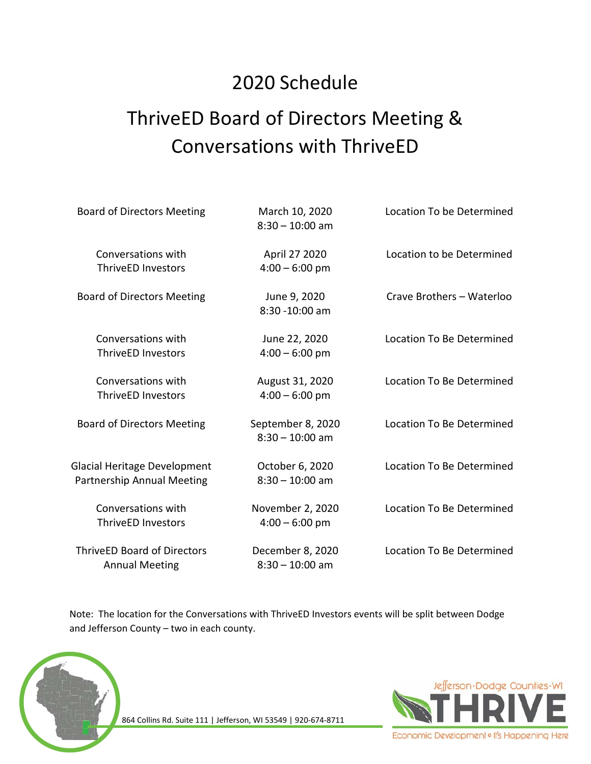# 2020 Schedule

## ThriveED Board of Directors Meeting & Conversations with ThriveED

| | | |
|---|---|---|
| Board of Directors Meeting | March 10, 2020<br>8:30 – 10:00 am | Location To be Determined |
| Conversations with ThriveED Investors | April 27 2020<br>4:00 – 6:00 pm | Location to be Determined |
| Board of Directors Meeting | June 9, 2020<br>8:30 -10:00 am | Crave Brothers – Waterloo |
| Conversations with ThriveED Investors | June 22, 2020<br>4:00 – 6:00 pm | Location To Be Determined |
| Conversations with ThriveED Investors | August 31, 2020<br>4:00 – 6:00 pm | Location To Be Determined |
| Board of Directors Meeting | September 8, 2020<br>8:30 – 10:00 am | Location To Be Determined |
| Glacial Heritage Development Partnership Annual Meeting | October 6, 2020<br>8:30 – 10:00 am | Location To Be Determined |
| Conversations with ThriveED Investors | November 2, 2020<br>4:00 – 6:00 pm | Location To Be Determined |
| ThriveED Board of Directors Annual Meeting | December 8, 2020<br>8:30 – 10:00 am | Location To Be Determined |

Note: The location for the Conversations with ThriveED Investors events will be split between Dodge and Jefferson County – two in each county.

864 Collins Rd. Suite 111 | Jefferson, WI 53549 | 920-674-8711

Jefferson·Dodge Counties·WI THRIVE Economic Development • It's Happening Here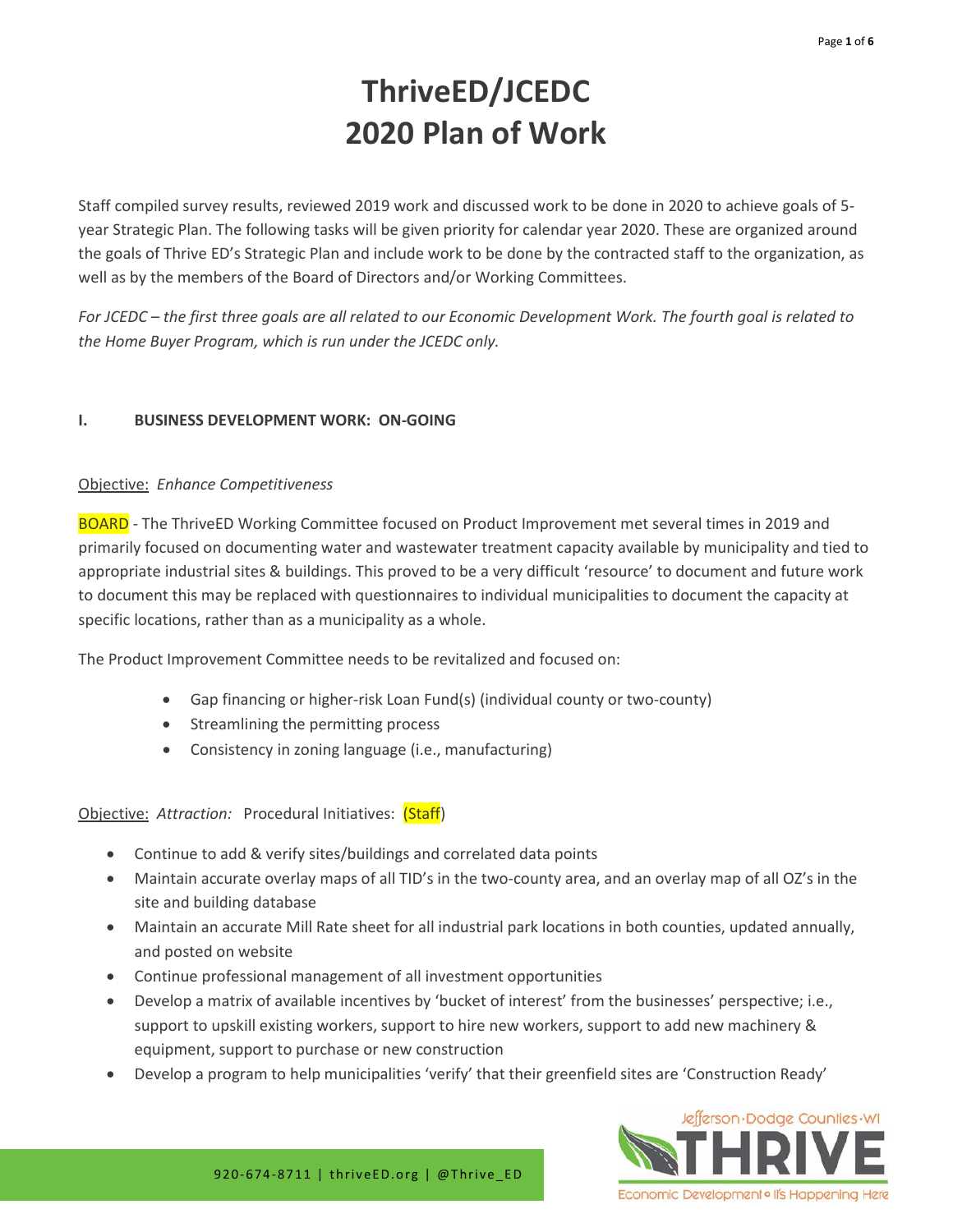# ThriveED/JCEDC
# 2020 Plan of Work

Staff compiled survey results, reviewed 2019 work and discussed work to be done in 2020 to achieve goals of 5-year Strategic Plan. The following tasks will be given priority for calendar year 2020. These are organized around the goals of Thrive ED's Strategic Plan and include work to be done by the contracted staff to the organization, as well as by the members of the Board of Directors and/or Working Committees.

*For JCEDC – the first three goals are all related to our Economic Development Work. The fourth goal is related to the Home Buyer Program, which is run under the JCEDC only.*

## I. BUSINESS DEVELOPMENT WORK: ON-GOING

Objective: *Enhance Competitiveness*

BOARD - The ThriveED Working Committee focused on Product Improvement met several times in 2019 and primarily focused on documenting water and wastewater treatment capacity available by municipality and tied to appropriate industrial sites & buildings. This proved to be a very difficult 'resource' to document and future work to document this may be replaced with questionnaires to individual municipalities to document the capacity at specific locations, rather than as a municipality as a whole.

The Product Improvement Committee needs to be revitalized and focused on:

- Gap financing or higher-risk Loan Fund(s) (individual county or two-county)
- Streamlining the permitting process
- Consistency in zoning language (i.e., manufacturing)

Objective: *Attraction:* Procedural Initiatives: (Staff)

- Continue to add & verify sites/buildings and correlated data points
- Maintain accurate overlay maps of all TID's in the two-county area, and an overlay map of all OZ's in the site and building database
- Maintain an accurate Mill Rate sheet for all industrial park locations in both counties, updated annually, and posted on website
- Continue professional management of all investment opportunities
- Develop a matrix of available incentives by 'bucket of interest' from the businesses' perspective; i.e., support to upskill existing workers, support to hire new workers, support to add new machinery & equipment, support to purchase or new construction
- Develop a program to help municipalities 'verify' that their greenfield sites are 'Construction Ready'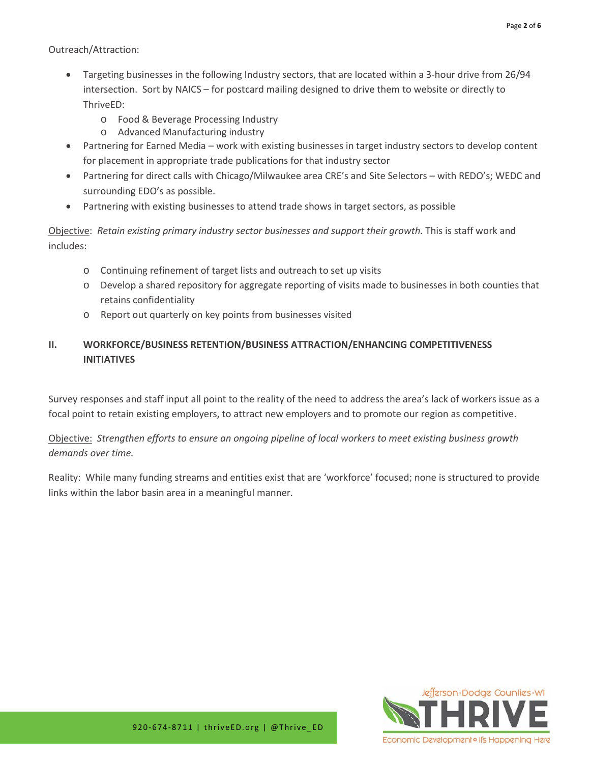Outreach/Attraction:

- Targeting businesses in the following Industry sectors, that are located within a 3-hour drive from 26/94 intersection. Sort by NAICS – for postcard mailing designed to drive them to website or directly to ThriveED:
  - Food & Beverage Processing Industry
  - Advanced Manufacturing industry
- Partnering for Earned Media – work with existing businesses in target industry sectors to develop content for placement in appropriate trade publications for that industry sector
- Partnering for direct calls with Chicago/Milwaukee area CRE's and Site Selectors – with REDO's; WEDC and surrounding EDO's as possible.
- Partnering with existing businesses to attend trade shows in target sectors, as possible

Objective: *Retain existing primary industry sector businesses and support their growth.* This is staff work and includes:

- Continuing refinement of target lists and outreach to set up visits
- Develop a shared repository for aggregate reporting of visits made to businesses in both counties that retains confidentiality
- Report out quarterly on key points from businesses visited

## II. WORKFORCE/BUSINESS RETENTION/BUSINESS ATTRACTION/ENHANCING COMPETITIVENESS INITIATIVES

Survey responses and staff input all point to the reality of the need to address the area's lack of workers issue as a focal point to retain existing employers, to attract new employers and to promote our region as competitive.

Objective: *Strengthen efforts to ensure an ongoing pipeline of local workers to meet existing business growth demands over time.*

Reality: While many funding streams and entities exist that are 'workforce' focused; none is structured to provide links within the labor basin area in a meaningful manner.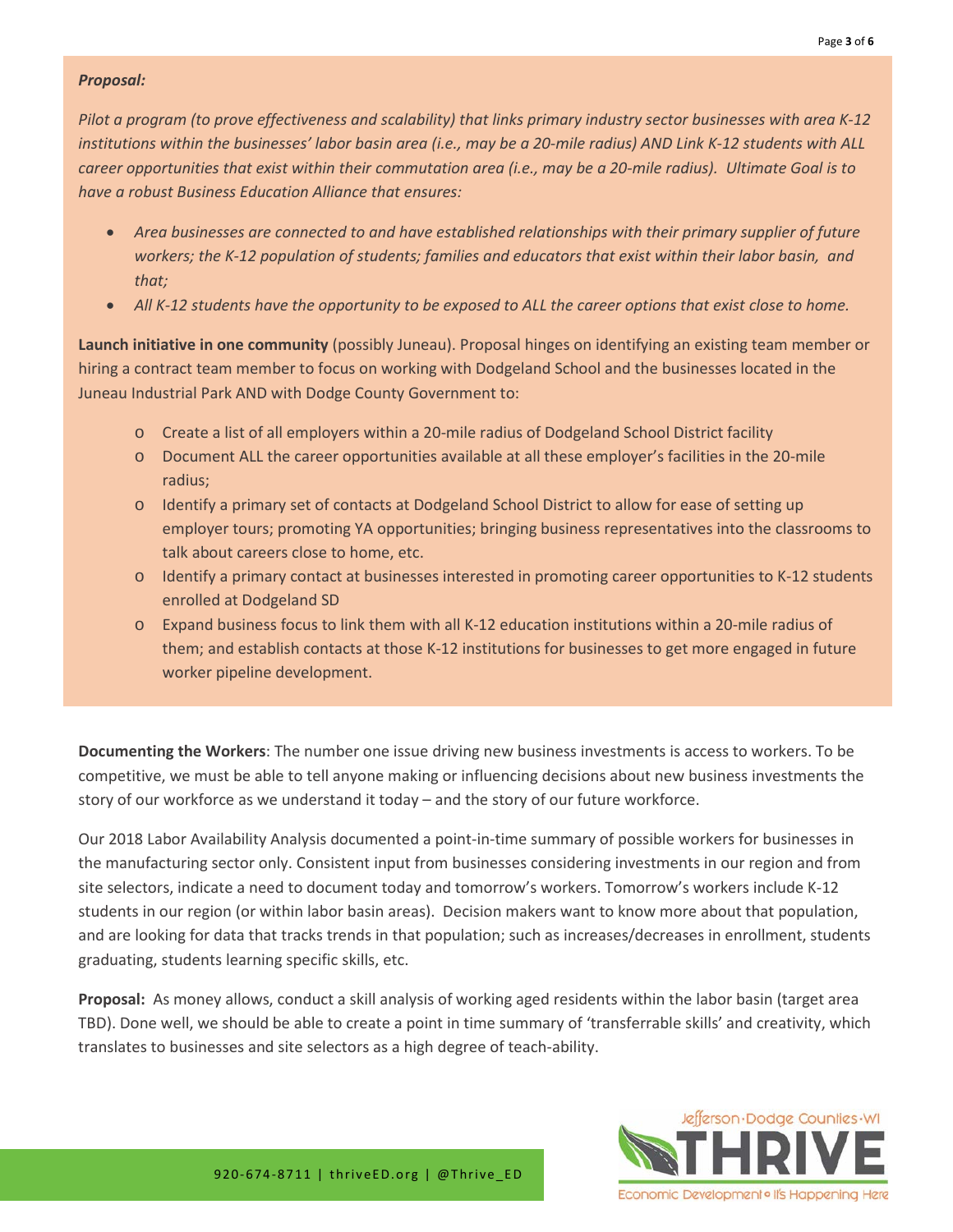***Proposal:***

*Pilot a program (to prove effectiveness and scalability) that links primary industry sector businesses with area K-12 institutions within the businesses' labor basin area (i.e., may be a 20-mile radius) AND Link K-12 students with ALL career opportunities that exist within their commutation area (i.e., may be a 20-mile radius). Ultimate Goal is to have a robust Business Education Alliance that ensures:*

- *Area businesses are connected to and have established relationships with their primary supplier of future workers; the K-12 population of students; families and educators that exist within their labor basin, and that;*
- *All K-12 students have the opportunity to be exposed to ALL the career options that exist close to home.*

**Launch initiative in one community** (possibly Juneau). Proposal hinges on identifying an existing team member or hiring a contract team member to focus on working with Dodgeland School and the businesses located in the Juneau Industrial Park AND with Dodge County Government to:

- Create a list of all employers within a 20-mile radius of Dodgeland School District facility
- Document ALL the career opportunities available at all these employer's facilities in the 20-mile radius;
- Identify a primary set of contacts at Dodgeland School District to allow for ease of setting up employer tours; promoting YA opportunities; bringing business representatives into the classrooms to talk about careers close to home, etc.
- Identify a primary contact at businesses interested in promoting career opportunities to K-12 students enrolled at Dodgeland SD
- Expand business focus to link them with all K-12 education institutions within a 20-mile radius of them; and establish contacts at those K-12 institutions for businesses to get more engaged in future worker pipeline development.

**Documenting the Workers**: The number one issue driving new business investments is access to workers. To be competitive, we must be able to tell anyone making or influencing decisions about new business investments the story of our workforce as we understand it today – and the story of our future workforce.

Our 2018 Labor Availability Analysis documented a point-in-time summary of possible workers for businesses in the manufacturing sector only. Consistent input from businesses considering investments in our region and from site selectors, indicate a need to document today and tomorrow's workers. Tomorrow's workers include K-12 students in our region (or within labor basin areas). Decision makers want to know more about that population, and are looking for data that tracks trends in that population; such as increases/decreases in enrollment, students graduating, students learning specific skills, etc.

**Proposal:** As money allows, conduct a skill analysis of working aged residents within the labor basin (target area TBD). Done well, we should be able to create a point in time summary of 'transferrable skills' and creativity, which translates to businesses and site selectors as a high degree of teach-ability.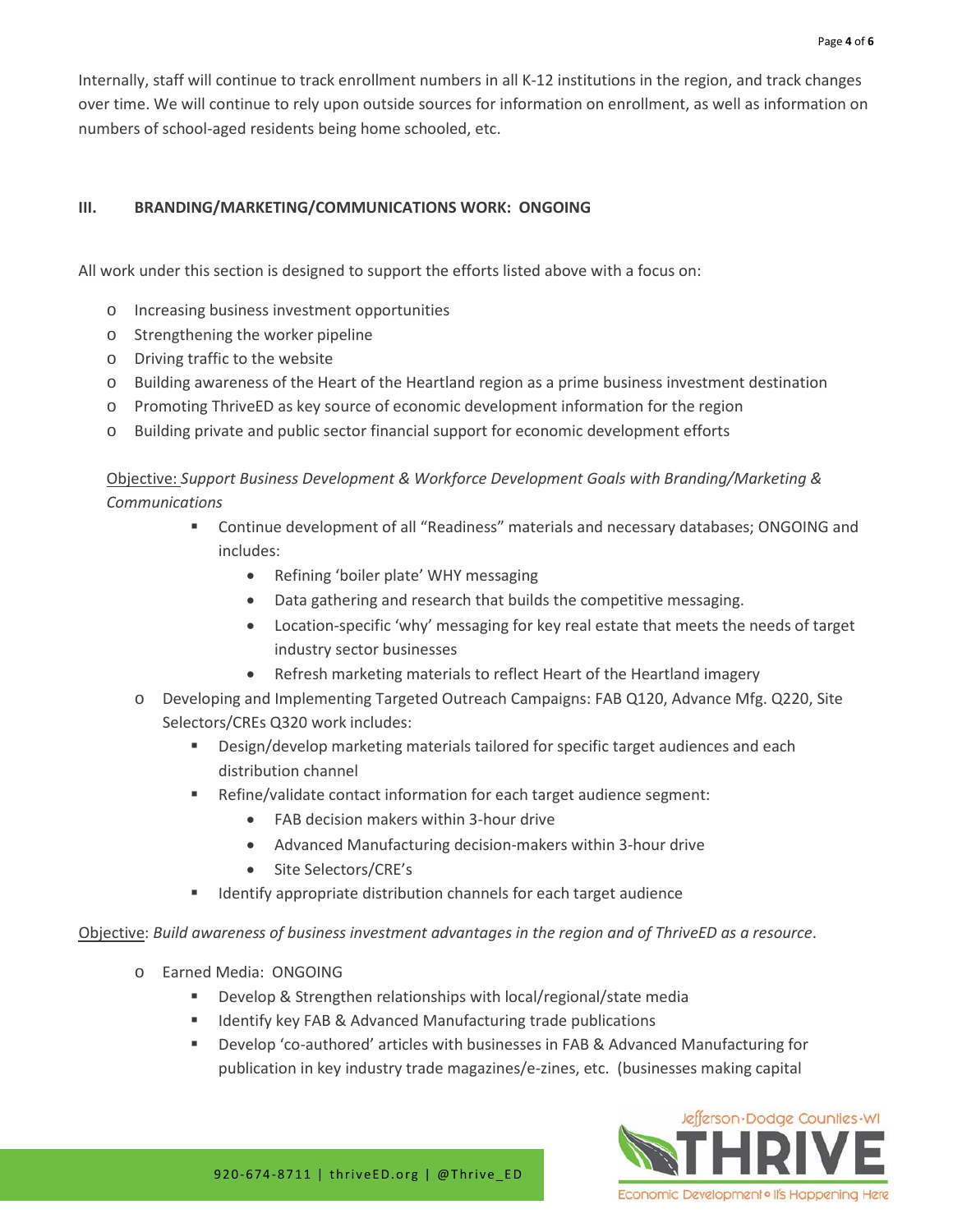Internally, staff will continue to track enrollment numbers in all K-12 institutions in the region, and track changes over time. We will continue to rely upon outside sources for information on enrollment, as well as information on numbers of school-aged residents being home schooled, etc.

### III. BRANDING/MARKETING/COMMUNICATIONS WORK: ONGOING

All work under this section is designed to support the efforts listed above with a focus on:

- Increasing business investment opportunities
- Strengthening the worker pipeline
- Driving traffic to the website
- Building awareness of the Heart of the Heartland region as a prime business investment destination
- Promoting ThriveED as key source of economic development information for the region
- Building private and public sector financial support for economic development efforts

Objective: *Support Business Development & Workforce Development Goals with Branding/Marketing & Communications*

- Continue development of all "Readiness" materials and necessary databases; ONGOING and includes:
    - Refining 'boiler plate' WHY messaging
    - Data gathering and research that builds the competitive messaging.
    - Location-specific 'why' messaging for key real estate that meets the needs of target industry sector businesses
    - Refresh marketing materials to reflect Heart of the Heartland imagery
- Developing and Implementing Targeted Outreach Campaigns: FAB Q120, Advance Mfg. Q220, Site Selectors/CREs Q320 work includes:
    - Design/develop marketing materials tailored for specific target audiences and each distribution channel
    - Refine/validate contact information for each target audience segment:
        - FAB decision makers within 3-hour drive
        - Advanced Manufacturing decision-makers within 3-hour drive
        - Site Selectors/CRE's
    - Identify appropriate distribution channels for each target audience

Objective: *Build awareness of business investment advantages in the region and of ThriveED as a resource*.

- Earned Media: ONGOING
    - Develop & Strengthen relationships with local/regional/state media
    - Identify key FAB & Advanced Manufacturing trade publications
    - Develop 'co-authored' articles with businesses in FAB & Advanced Manufacturing for publication in key industry trade magazines/e-zines, etc. (businesses making capital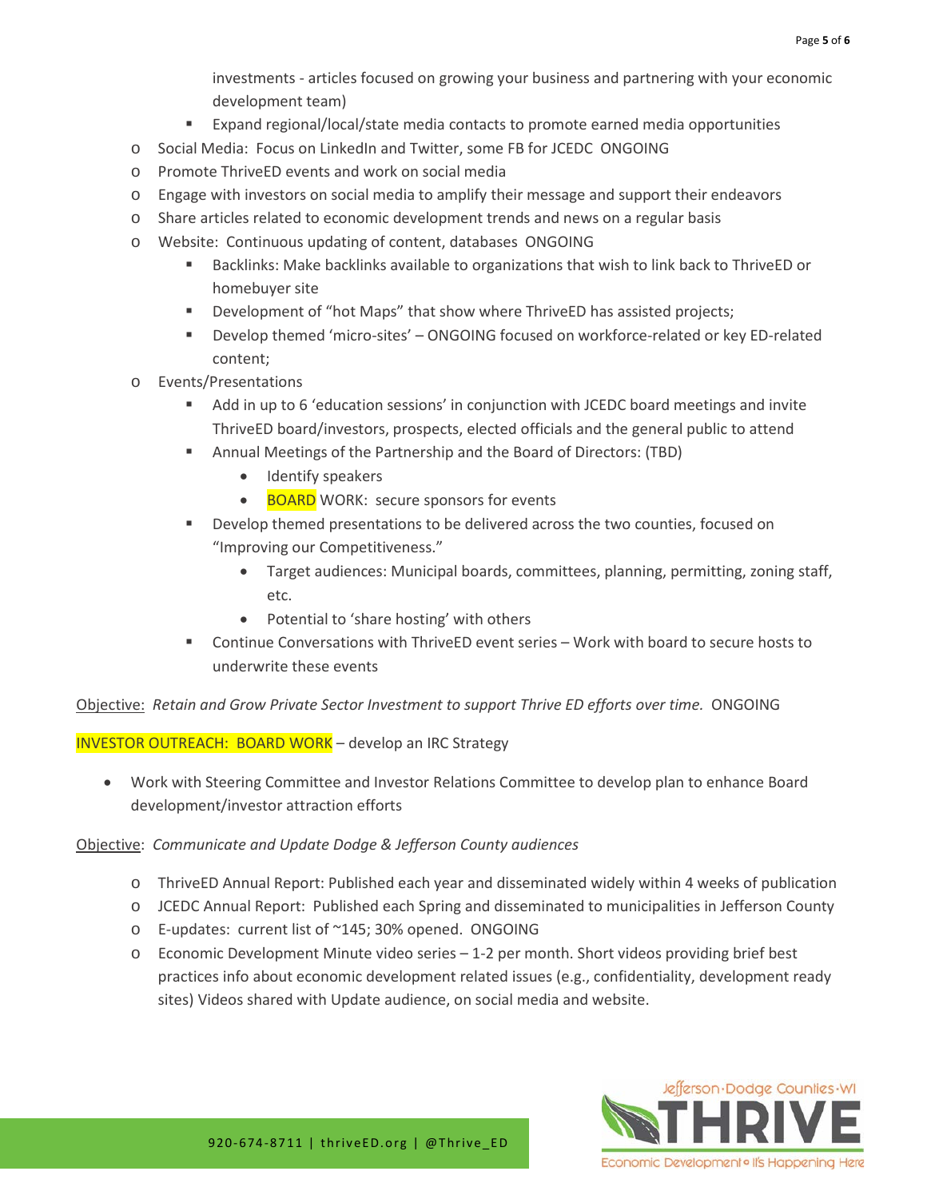investments - articles focused on growing your business and partnering with your economic development team)

    - Expand regional/local/state media contacts to promote earned media opportunities

- Social Media: Focus on LinkedIn and Twitter, some FB for JCEDC ONGOING
- Promote ThriveED events and work on social media
- Engage with investors on social media to amplify their message and support their endeavors
- Share articles related to economic development trends and news on a regular basis
- Website: Continuous updating of content, databases ONGOING
    - Backlinks: Make backlinks available to organizations that wish to link back to ThriveED or homebuyer site
    - Development of "hot Maps" that show where ThriveED has assisted projects;
    - Develop themed 'micro-sites' – ONGOING focused on workforce-related or key ED-related content;
- Events/Presentations
    - Add in up to 6 'education sessions' in conjunction with JCEDC board meetings and invite ThriveED board/investors, prospects, elected officials and the general public to attend
    - Annual Meetings of the Partnership and the Board of Directors: (TBD)
        - Identify speakers
        - BOARD WORK: secure sponsors for events
    - Develop themed presentations to be delivered across the two counties, focused on "Improving our Competitiveness."
        - Target audiences: Municipal boards, committees, planning, permitting, zoning staff, etc.
        - Potential to 'share hosting' with others
    - Continue Conversations with ThriveED event series – Work with board to secure hosts to underwrite these events

<u>Objective:</u> *Retain and Grow Private Sector Investment to support Thrive ED efforts over time.* ONGOING

INVESTOR OUTREACH: BOARD WORK – develop an IRC Strategy

- Work with Steering Committee and Investor Relations Committee to develop plan to enhance Board development/investor attraction efforts

<u>Objective</u>: *Communicate and Update Dodge & Jefferson County audiences*

- ThriveED Annual Report: Published each year and disseminated widely within 4 weeks of publication
- JCEDC Annual Report: Published each Spring and disseminated to municipalities in Jefferson County
- E-updates: current list of ~145; 30% opened. ONGOING
- Economic Development Minute video series – 1-2 per month. Short videos providing brief best practices info about economic development related issues (e.g., confidentiality, development ready sites) Videos shared with Update audience, on social media and website.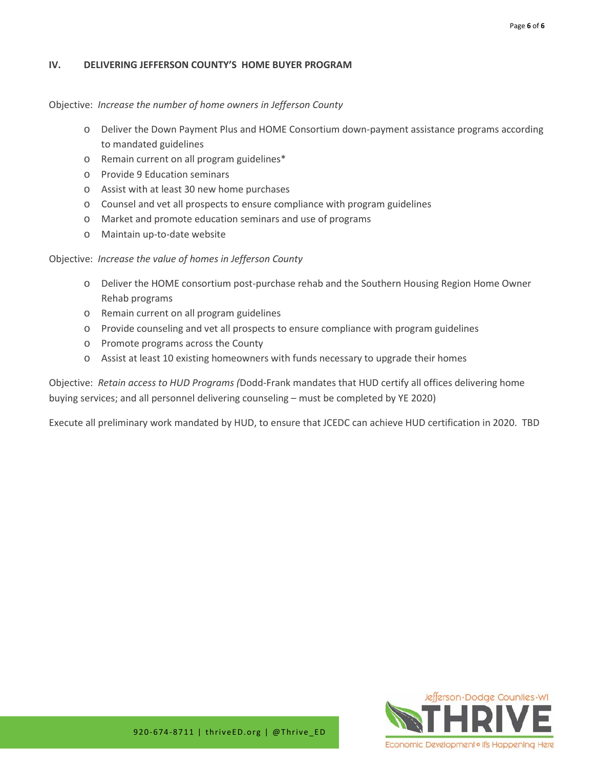## IV. DELIVERING JEFFERSON COUNTY'S HOME BUYER PROGRAM

Objective: *Increase the number of home owners in Jefferson County*

- Deliver the Down Payment Plus and HOME Consortium down-payment assistance programs according to mandated guidelines
- Remain current on all program guidelines*
- Provide 9 Education seminars
- Assist with at least 30 new home purchases
- Counsel and vet all prospects to ensure compliance with program guidelines
- Market and promote education seminars and use of programs
- Maintain up-to-date website

Objective: *Increase the value of homes in Jefferson County*

- Deliver the HOME consortium post-purchase rehab and the Southern Housing Region Home Owner Rehab programs
- Remain current on all program guidelines
- Provide counseling and vet all prospects to ensure compliance with program guidelines
- Promote programs across the County
- Assist at least 10 existing homeowners with funds necessary to upgrade their homes

Objective: *Retain access to HUD Programs (*Dodd-Frank mandates that HUD certify all offices delivering home buying services; and all personnel delivering counseling – must be completed by YE 2020)

Execute all preliminary work mandated by HUD, to ensure that JCEDC can achieve HUD certification in 2020. TBD

920-674-8711 | thriveED.org | @Thrive_ED

Jefferson·Dodge Counties·WI THRIVE Economic Development • It's Happening Here